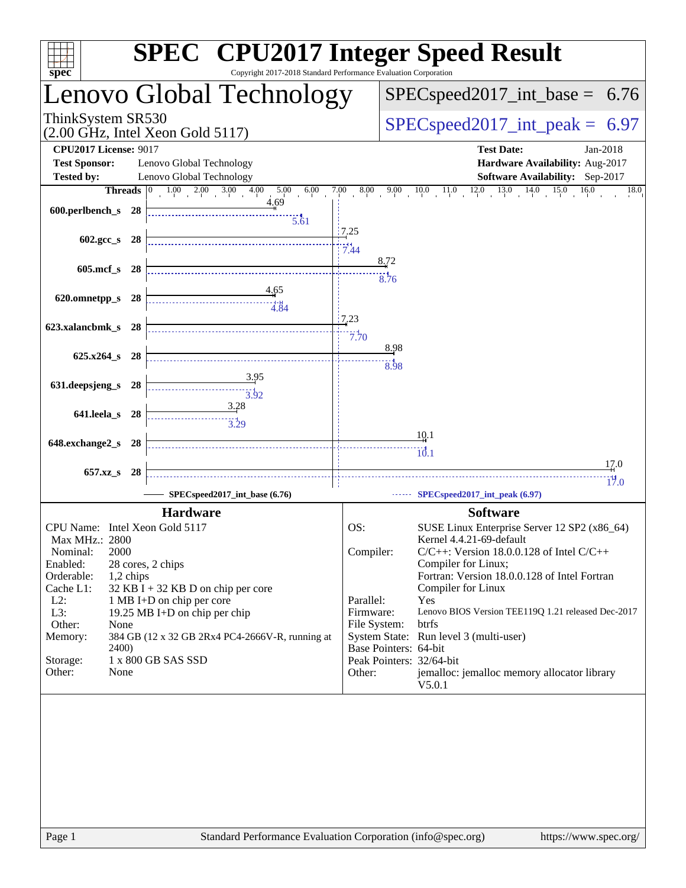# SPEC CPU2017 Integer Speed Result

Copyright 2017-2018 Standard Performance Evaluation Corporation

## Lenovo Global Technology

ThinkSystem SR530
(2.00 GHz, Intel Xeon Gold 5117)

SPECspeed2017_int_base = 6.76

SPECspeed2017_int_peak = 6.97

| | | | |
|---|---|---|---|
| **CPU2017 License:** | 9017 | **Test Date:** | Jan-2018 |
| **Test Sponsor:** | Lenovo Global Technology | **Hardware Availability:** | Aug-2017 |
| **Tested by:** | Lenovo Global Technology | **Software Availability:** | Sep-2017 |

| Benchmark | Threads | SPECspeed2017_int_base (6.76) | SPECspeed2017_int_peak (6.97) |
|---|---|---|---|
| 600.perlbench_s | 28 | 4.69 | 5.61 |
| 602.gcc_s | 28 | 7.25 | 7.44 |
| 605.mcf_s | 28 | 8.72 | 8.76 |
| 620.omnetpp_s | 28 | 4.65 | 4.84 |
| 623.xalancbmk_s | 28 | 7.23 | 7.70 |
| 625.x264_s | 28 | 8.98 | 8.98 |
| 631.deepsjeng_s | 28 | 3.95 | 3.92 |
| 641.leela_s | 28 | 3.28 | 3.29 |
| 648.exchange2_s | 28 | 10.1 | 10.1 |
| 657.xz_s | 28 | 17.0 | 17.0 |

### Hardware

| | |
|---|---|
| CPU Name: | Intel Xeon Gold 5117 |
| Max MHz.: | 2800 |
| Nominal: | 2000 |
| Enabled: | 28 cores, 2 chips |
| Orderable: | 1,2 chips |
| Cache L1: | 32 KB I + 32 KB D on chip per core |
| L2: | 1 MB I+D on chip per core |
| L3: | 19.25 MB I+D on chip per chip |
| Other: | None |
| Memory: | 384 GB (12 x 32 GB 2Rx4 PC4-2666V-R, running at 2400) |
| Storage: | 1 x 800 GB SAS SSD |
| Other: | None |

### Software

| | |
|---|---|
| OS: | SUSE Linux Enterprise Server 12 SP2 (x86_64) Kernel 4.4.21-69-default |
| Compiler: | C/C++: Version 18.0.0.128 of Intel C/C++ Compiler for Linux; Fortran: Version 18.0.0.128 of Intel Fortran Compiler for Linux |
| Parallel: | Yes |
| Firmware: | Lenovo BIOS Version TEE119Q 1.21 released Dec-2017 |
| File System: | btrfs |
| System State: | Run level 3 (multi-user) |
| Base Pointers: | 64-bit |
| Peak Pointers: | 32/64-bit |
| Other: | jemalloc: jemalloc memory allocator library V5.0.1 |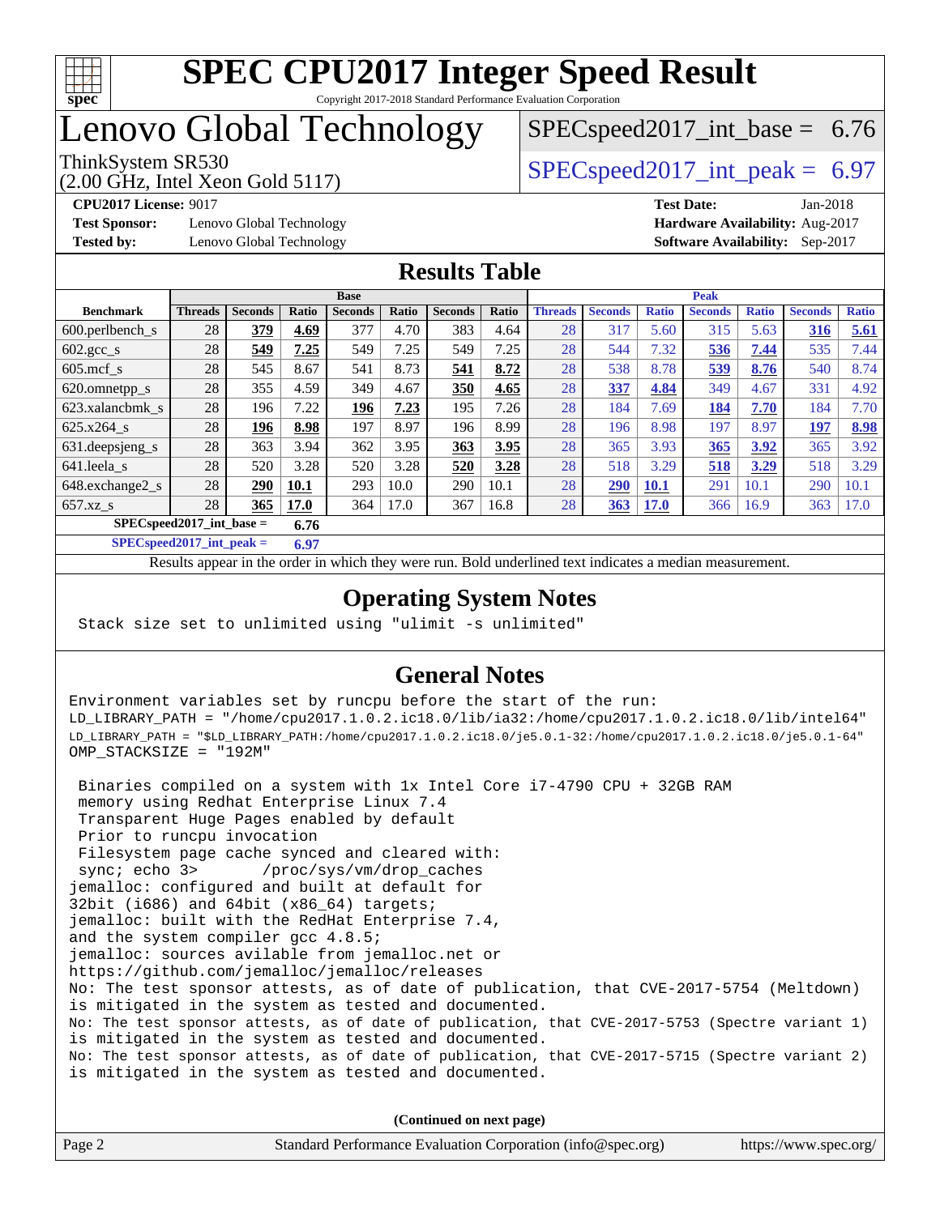# SPEC CPU2017 Integer Speed Result

Copyright 2017-2018 Standard Performance Evaluation Corporation

# Lenovo Global Technology

ThinkSystem SR530
(2.00 GHz, Intel Xeon Gold 5117)

SPECspeed2017_int_base = 6.76

SPECspeed2017_int_peak = 6.97

**CPU2017 License:** 9017
**Test Sponsor:** Lenovo Global Technology
**Tested by:** Lenovo Global Technology

**Test Date:** Jan-2018
**Hardware Availability:** Aug-2017
**Software Availability:** Sep-2017

## Results Table

| Benchmark | Base | | | | | | | Peak | | | | | | |
|---|---|---|---|---|---|---|---|---|---|---|---|---|---|---|
| | Threads | Seconds | Ratio | Seconds | Ratio | Seconds | Ratio | Threads | Seconds | Ratio | Seconds | Ratio | Seconds | Ratio |
| 600.perlbench_s | 28 | **379** | **4.69** | 377 | 4.70 | 383 | 4.64 | 28 | 317 | 5.60 | 315 | 5.63 | **316** | **5.61** |
| 602.gcc_s | 28 | **549** | **7.25** | 549 | 7.25 | 549 | 7.25 | 28 | 544 | 7.32 | **536** | **7.44** | 535 | 7.44 |
| 605.mcf_s | 28 | 545 | 8.67 | 541 | 8.73 | **541** | **8.72** | 28 | 538 | 8.78 | **539** | **8.76** | 540 | 8.74 |
| 620.omnetpp_s | 28 | 355 | 4.59 | 349 | 4.67 | **350** | **4.65** | 28 | **337** | **4.84** | 349 | 4.67 | 331 | 4.92 |
| 623.xalancbmk_s | 28 | 196 | 7.22 | **196** | **7.23** | 195 | 7.26 | 28 | 184 | 7.69 | **184** | **7.70** | 184 | 7.70 |
| 625.x264_s | 28 | **196** | **8.98** | 197 | 8.97 | 196 | 8.99 | 28 | 196 | 8.98 | 197 | 8.97 | **197** | **8.98** |
| 631.deepsjeng_s | 28 | 363 | 3.94 | 362 | 3.95 | **363** | **3.95** | 28 | 365 | 3.93 | **365** | **3.92** | 365 | 3.92 |
| 641.leela_s | 28 | 520 | 3.28 | 520 | 3.28 | **520** | **3.28** | 28 | 518 | 3.29 | **518** | **3.29** | 518 | 3.29 |
| 648.exchange2_s | 28 | **290** | **10.1** | 293 | 10.0 | 290 | 10.1 | 28 | **290** | **10.1** | 291 | 10.1 | 290 | 10.1 |
| 657.xz_s | 28 | **365** | **17.0** | 364 | 17.0 | 367 | 16.8 | 28 | **363** | **17.0** | 366 | 16.9 | 363 | 17.0 |

**SPECspeed2017_int_base = 6.76**

**SPECspeed2017_int_peak = 6.97**

Results appear in the order in which they were run. Bold underlined text indicates a median measurement.

## Operating System Notes

```
Stack size set to unlimited using "ulimit -s unlimited"
```

## General Notes

```
Environment variables set by runcpu before the start of the run:
LD_LIBRARY_PATH = "/home/cpu2017.1.0.2.ic18.0/lib/ia32:/home/cpu2017.1.0.2.ic18.0/lib/intel64"
LD_LIBRARY_PATH = "$LD_LIBRARY_PATH:/home/cpu2017.1.0.2.ic18.0/je5.0.1-32:/home/cpu2017.1.0.2.ic18.0/je5.0.1-64"
OMP_STACKSIZE = "192M"

 Binaries compiled on a system with 1x Intel Core i7-4790 CPU + 32GB RAM
 memory using Redhat Enterprise Linux 7.4
 Transparent Huge Pages enabled by default
 Prior to runcpu invocation
 Filesystem page cache synced and cleared with:
 sync; echo 3>       /proc/sys/vm/drop_caches
jemalloc: configured and built at default for
32bit (i686) and 64bit (x86_64) targets;
jemalloc: built with the RedHat Enterprise 7.4,
and the system compiler gcc 4.8.5;
jemalloc: sources avilable from jemalloc.net or
https://github.com/jemalloc/jemalloc/releases
No: The test sponsor attests, as of date of publication, that CVE-2017-5754 (Meltdown)
is mitigated in the system as tested and documented.
No: The test sponsor attests, as of date of publication, that CVE-2017-5753 (Spectre variant 1)
is mitigated in the system as tested and documented.
No: The test sponsor attests, as of date of publication, that CVE-2017-5715 (Spectre variant 2)
is mitigated in the system as tested and documented.
```

**(Continued on next page)**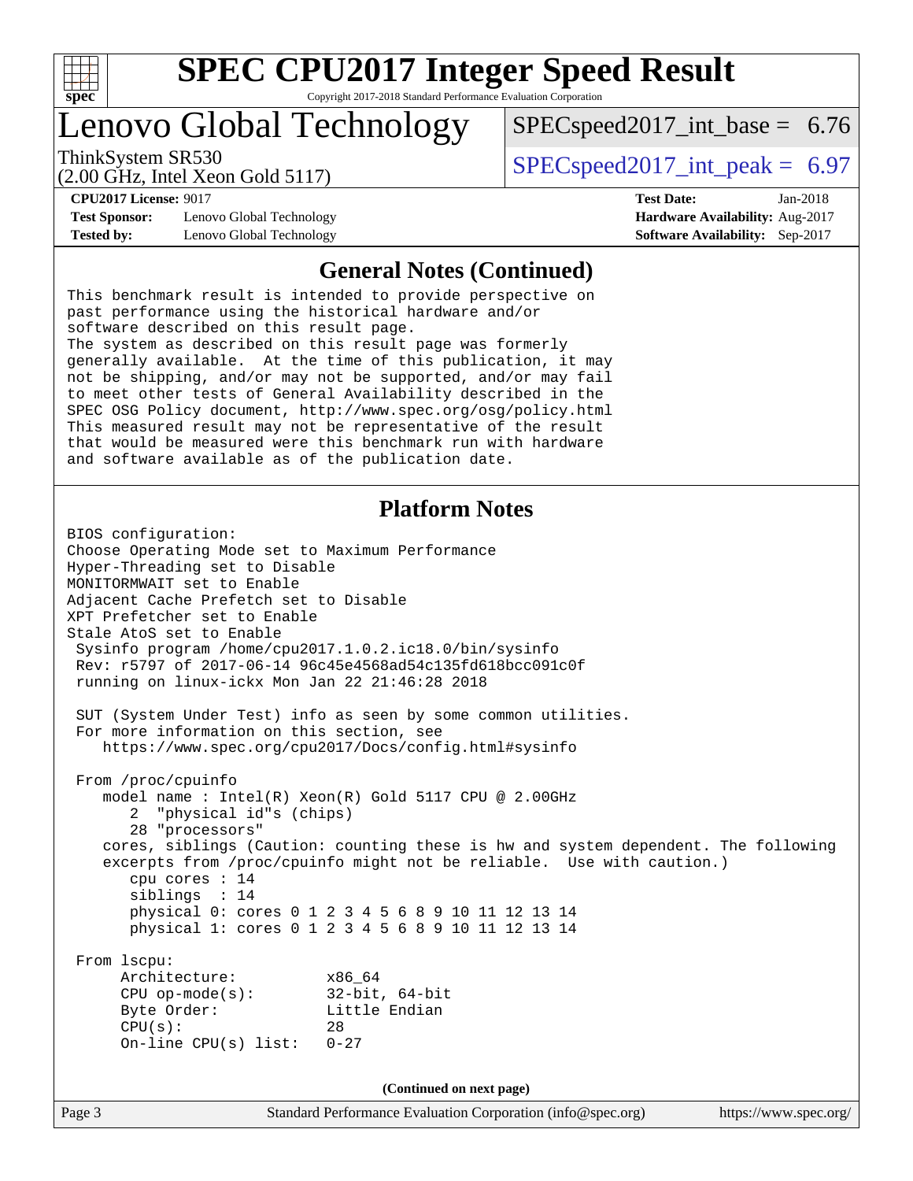## General Notes (Continued)

```
This benchmark result is intended to provide perspective on
past performance using the historical hardware and/or
software described on this result page.
The system as described on this result page was formerly
generally available.  At the time of this publication, it may
not be shipping, and/or may not be supported, and/or may fail
to meet other tests of General Availability described in the
SPEC OSG Policy document, http://www.spec.org/osg/policy.html
This measured result may not be representative of the result
that would be measured were this benchmark run with hardware
and software available as of the publication date.
```

## Platform Notes

```
BIOS configuration:
Choose Operating Mode set to Maximum Performance
Hyper-Threading set to Disable
MONITORMWAIT set to Enable
Adjacent Cache Prefetch set to Disable
XPT Prefetcher set to Enable
Stale AtoS set to Enable
 Sysinfo program /home/cpu2017.1.0.2.ic18.0/bin/sysinfo
 Rev: r5797 of 2017-06-14 96c45e4568ad54c135fd618bcc091c0f
 running on linux-ickx Mon Jan 22 21:46:28 2018

 SUT (System Under Test) info as seen by some common utilities.
 For more information on this section, see
    https://www.spec.org/cpu2017/Docs/config.html#sysinfo

 From /proc/cpuinfo
    model name : Intel(R) Xeon(R) Gold 5117 CPU @ 2.00GHz
       2  "physical id"s (chips)
       28 "processors"
    cores, siblings (Caution: counting these is hw and system dependent. The following
    excerpts from /proc/cpuinfo might not be reliable.  Use with caution.)
       cpu cores : 14
       siblings  : 14
       physical 0: cores 0 1 2 3 4 5 6 8 9 10 11 12 13 14
       physical 1: cores 0 1 2 3 4 5 6 8 9 10 11 12 13 14

 From lscpu:
      Architecture:          x86_64
      CPU op-mode(s):        32-bit, 64-bit
      Byte Order:            Little Endian
      CPU(s):                28
      On-line CPU(s) list:   0-27
```

(Continued on next page)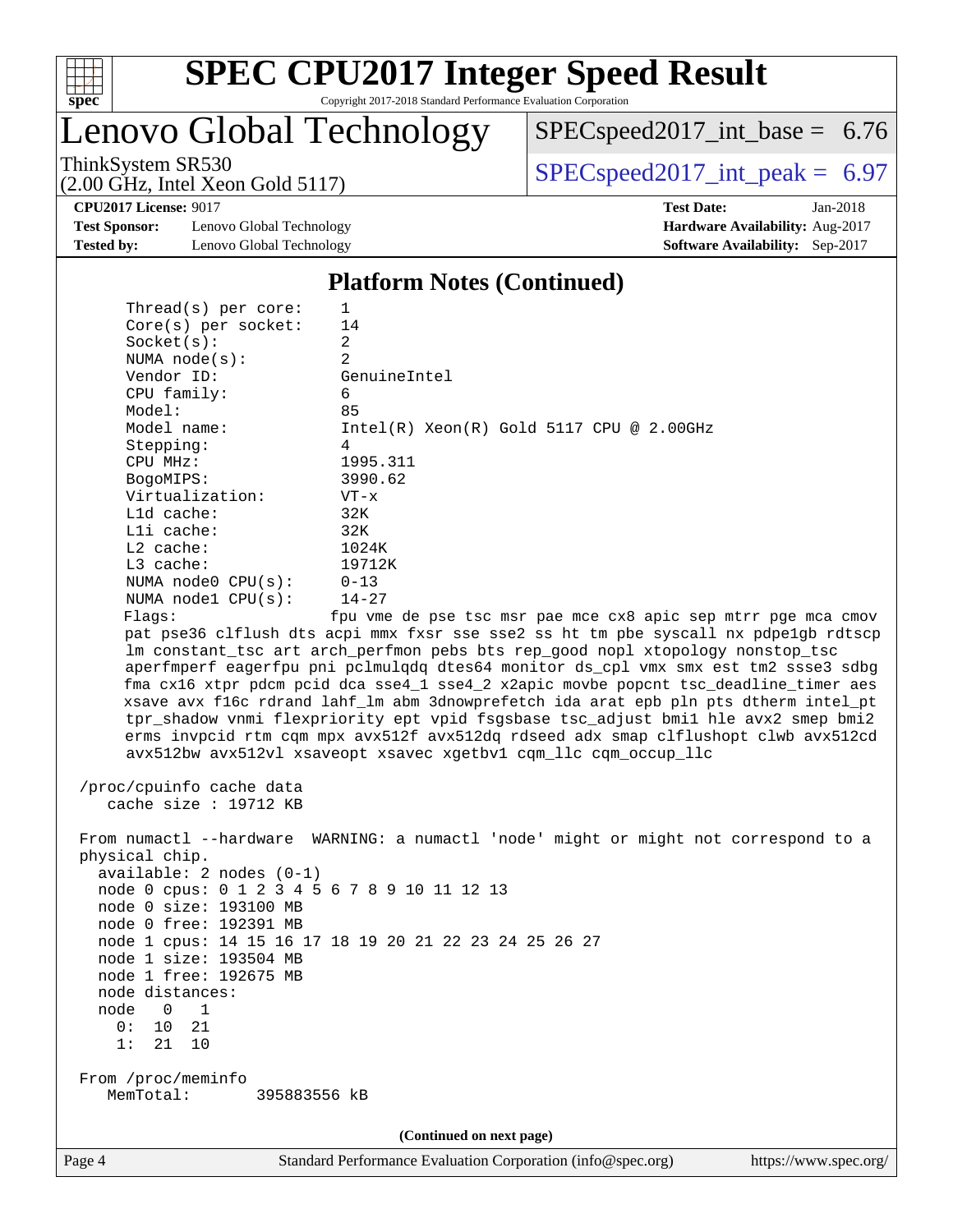# SPEC CPU2017 Integer Speed Result

Copyright 2017-2018 Standard Performance Evaluation Corporation

## Lenovo Global Technology

ThinkSystem SR530
(2.00 GHz, Intel Xeon Gold 5117)

SPECspeed2017_int_base = 6.76

SPECspeed2017_int_peak = 6.97

**CPU2017 License:** 9017
**Test Sponsor:** Lenovo Global Technology
**Tested by:** Lenovo Global Technology

**Test Date:** Jan-2018
**Hardware Availability:** Aug-2017
**Software Availability:** Sep-2017

### Platform Notes (Continued)

```
     Thread(s) per core:    1
     Core(s) per socket:    14
     Socket(s):             2
     NUMA node(s):          2
     Vendor ID:             GenuineIntel
     CPU family:            6
     Model:                 85
     Model name:            Intel(R) Xeon(R) Gold 5117 CPU @ 2.00GHz
     Stepping:              4
     CPU MHz:               1995.311
     BogoMIPS:              3990.62
     Virtualization:        VT-x
     L1d cache:             32K
     L1i cache:             32K
     L2 cache:              1024K
     L3 cache:              19712K
     NUMA node0 CPU(s):     0-13
     NUMA node1 CPU(s):     14-27
     Flags:                fpu vme de pse tsc msr pae mce cx8 apic sep mtrr pge mca cmov
     pat pse36 clflush dts acpi mmx fxsr sse sse2 ss ht tm pbe syscall nx pdpe1gb rdtscp
     lm constant_tsc art arch_perfmon pebs bts rep_good nopl xtopology nonstop_tsc
     aperfmperf eagerfpu pni pclmulqdq dtes64 monitor ds_cpl vmx smx est tm2 ssse3 sdbg
     fma cx16 xtpr pdcm pcid dca sse4_1 sse4_2 x2apic movbe popcnt tsc_deadline_timer aes
     xsave avx f16c rdrand lahf_lm abm 3dnowprefetch ida arat epb pln pts dtherm intel_pt
     tpr_shadow vnmi flexpriority ept vpid fsgsbase tsc_adjust bmi1 hle avx2 smep bmi2
     erms invpcid rtm cqm mpx avx512f avx512dq rdseed adx smap clflushopt clwb avx512cd
     avx512bw avx512vl xsaveopt xsavec xgetbv1 cqm_llc cqm_occup_llc

 /proc/cpuinfo cache data
    cache size : 19712 KB

 From numactl --hardware  WARNING: a numactl 'node' might or might not correspond to a
 physical chip.
   available: 2 nodes (0-1)
   node 0 cpus: 0 1 2 3 4 5 6 7 8 9 10 11 12 13
   node 0 size: 193100 MB
   node 0 free: 192391 MB
   node 1 cpus: 14 15 16 17 18 19 20 21 22 23 24 25 26 27
   node 1 size: 193504 MB
   node 1 free: 192675 MB
   node distances:
   node   0   1
     0:  10  21
     1:  21  10

 From /proc/meminfo
    MemTotal:       395883556 kB
```

(Continued on next page)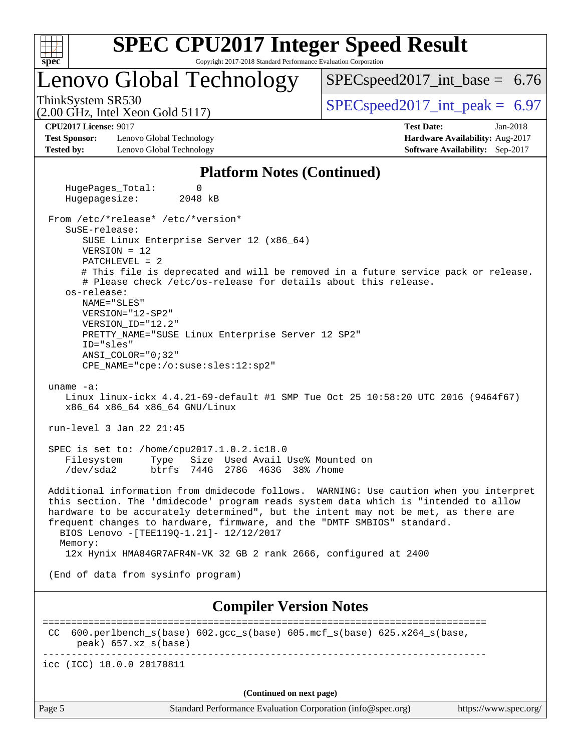## Platform Notes (Continued)

```
    HugePages_Total:       0
    Hugepagesize:       2048 kB

 From /etc/*release* /etc/*version*
    SuSE-release:
       SUSE Linux Enterprise Server 12 (x86_64)
       VERSION = 12
       PATCHLEVEL = 2
       # This file is deprecated and will be removed in a future service pack or release.
       # Please check /etc/os-release for details about this release.
    os-release:
       NAME="SLES"
       VERSION="12-SP2"
       VERSION_ID="12.2"
       PRETTY_NAME="SUSE Linux Enterprise Server 12 SP2"
       ID="sles"
       ANSI_COLOR="0;32"
       CPE_NAME="cpe:/o:suse:sles:12:sp2"

 uname -a:
    Linux linux-ickx 4.4.21-69-default #1 SMP Tue Oct 25 10:58:20 UTC 2016 (9464f67)
    x86_64 x86_64 x86_64 GNU/Linux

 run-level 3 Jan 22 21:45

 SPEC is set to: /home/cpu2017.1.0.2.ic18.0
    Filesystem     Type   Size  Used Avail Use% Mounted on
    /dev/sda2      btrfs  744G  278G  463G  38% /home

 Additional information from dmidecode follows.  WARNING: Use caution when you interpret
 this section. The 'dmidecode' program reads system data which is "intended to allow
 hardware to be accurately determined", but the intent may not be met, as there are
 frequent changes to hardware, firmware, and the "DMTF SMBIOS" standard.
   BIOS Lenovo -[TEE119Q-1.21]- 12/12/2017
   Memory:
    12x Hynix HMA84GR7AFR4N-VK 32 GB 2 rank 2666, configured at 2400

 (End of data from sysinfo program)
```

## Compiler Version Notes

```
==============================================================================
 CC  600.perlbench_s(base) 602.gcc_s(base) 605.mcf_s(base) 625.x264_s(base,
       peak) 657.xz_s(base)
------------------------------------------------------------------------------
icc (ICC) 18.0.0 20170811
```

(Continued on next page)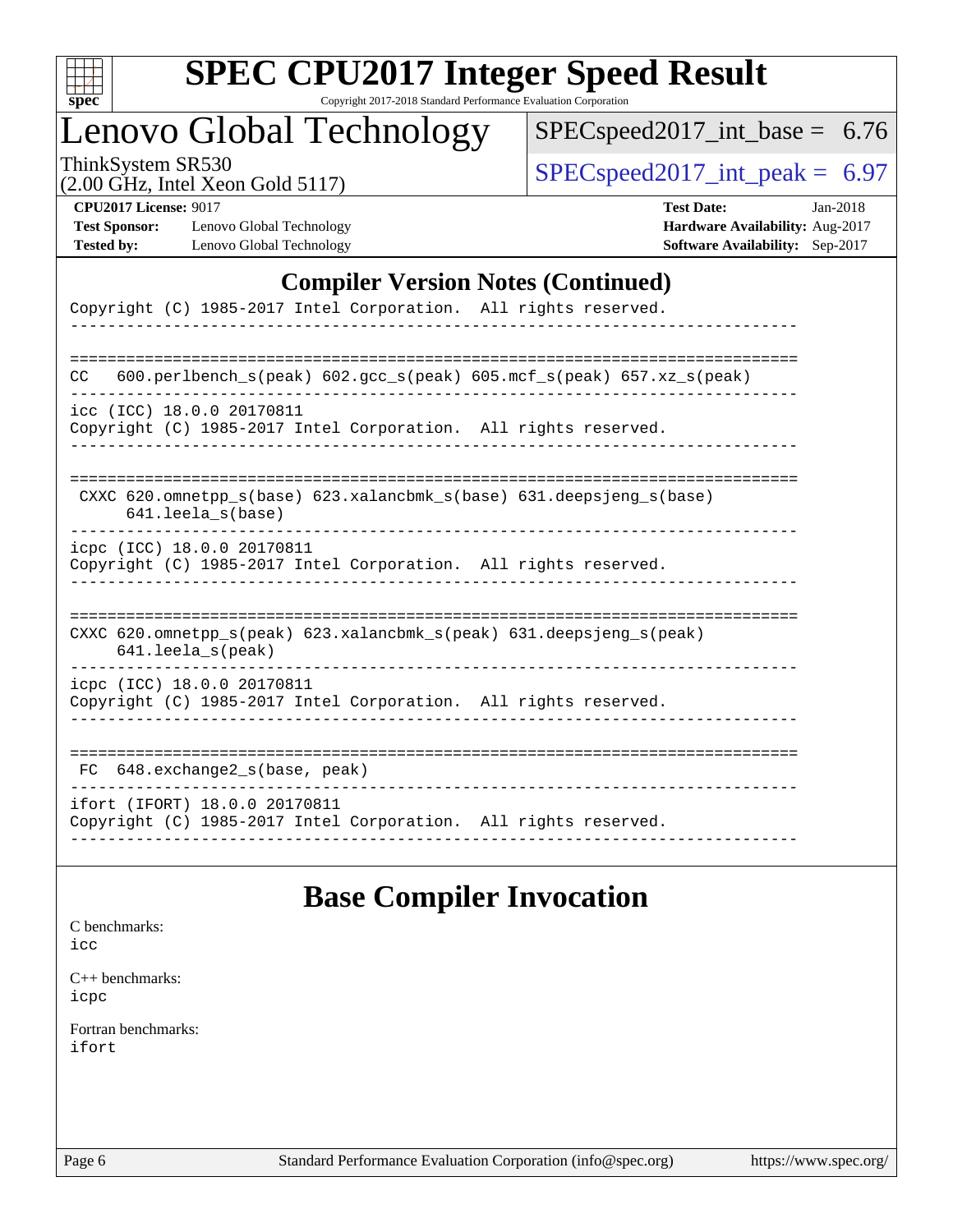## Compiler Version Notes (Continued)

```
Copyright (C) 1985-2017 Intel Corporation.  All rights reserved.
------------------------------------------------------------------------------

==============================================================================
CC   600.perlbench_s(peak) 602.gcc_s(peak) 605.mcf_s(peak) 657.xz_s(peak)
------------------------------------------------------------------------------
icc (ICC) 18.0.0 20170811
Copyright (C) 1985-2017 Intel Corporation.  All rights reserved.
------------------------------------------------------------------------------

==============================================================================
 CXXC 620.omnetpp_s(base) 623.xalancbmk_s(base) 631.deepsjeng_s(base)
      641.leela_s(base)
------------------------------------------------------------------------------
icpc (ICC) 18.0.0 20170811
Copyright (C) 1985-2017 Intel Corporation.  All rights reserved.
------------------------------------------------------------------------------

==============================================================================
CXXC 620.omnetpp_s(peak) 623.xalancbmk_s(peak) 631.deepsjeng_s(peak)
     641.leela_s(peak)
------------------------------------------------------------------------------
icpc (ICC) 18.0.0 20170811
Copyright (C) 1985-2017 Intel Corporation.  All rights reserved.
------------------------------------------------------------------------------

==============================================================================
 FC  648.exchange2_s(base, peak)
------------------------------------------------------------------------------
ifort (IFORT) 18.0.0 20170811
Copyright (C) 1985-2017 Intel Corporation.  All rights reserved.
------------------------------------------------------------------------------
```

## Base Compiler Invocation

C benchmarks:
icc

C++ benchmarks:
icpc

Fortran benchmarks:
ifort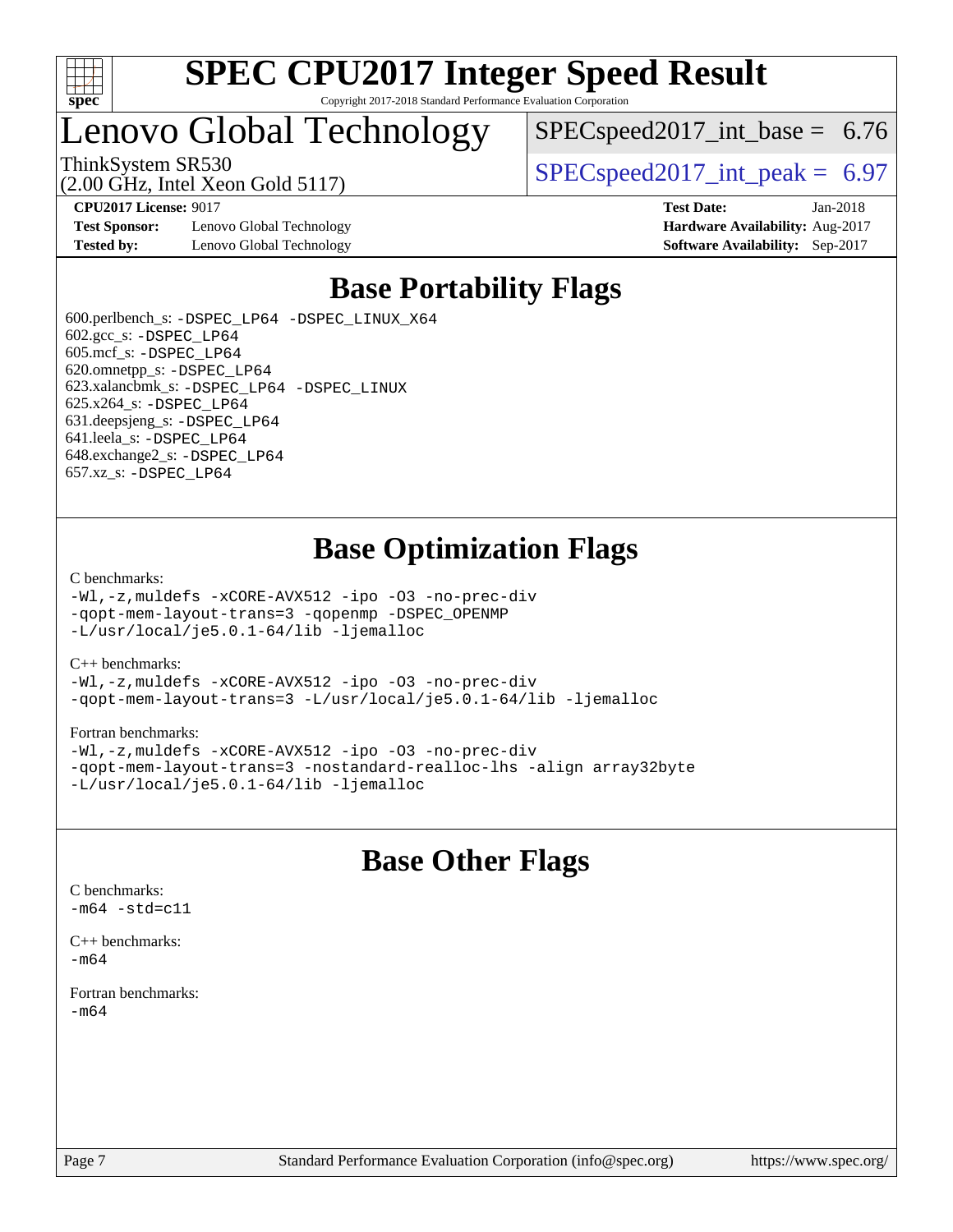# SPEC CPU2017 Integer Speed Result

Copyright 2017-2018 Standard Performance Evaluation Corporation

# Lenovo Global Technology

ThinkSystem SR530
(2.00 GHz, Intel Xeon Gold 5117)

SPECspeed2017_int_base = 6.76

SPECspeed2017_int_peak = 6.97

**CPU2017 License:** 9017
**Test Sponsor:** Lenovo Global Technology
**Tested by:** Lenovo Global Technology

**Test Date:** Jan-2018
**Hardware Availability:** Aug-2017
**Software Availability:** Sep-2017

## Base Portability Flags

600.perlbench_s: -DSPEC_LP64 -DSPEC_LINUX_X64
602.gcc_s: -DSPEC_LP64
605.mcf_s: -DSPEC_LP64
620.omnetpp_s: -DSPEC_LP64
623.xalancbmk_s: -DSPEC_LP64 -DSPEC_LINUX
625.x264_s: -DSPEC_LP64
631.deepsjeng_s: -DSPEC_LP64
641.leela_s: -DSPEC_LP64
648.exchange2_s: -DSPEC_LP64
657.xz_s: -DSPEC_LP64

## Base Optimization Flags

C benchmarks:
```
-Wl,-z,muldefs -xCORE-AVX512 -ipo -O3 -no-prec-div
-qopt-mem-layout-trans=3 -qopenmp -DSPEC_OPENMP
-L/usr/local/je5.0.1-64/lib -ljemalloc
```

C++ benchmarks:
```
-Wl,-z,muldefs -xCORE-AVX512 -ipo -O3 -no-prec-div
-qopt-mem-layout-trans=3 -L/usr/local/je5.0.1-64/lib -ljemalloc
```

Fortran benchmarks:
```
-Wl,-z,muldefs -xCORE-AVX512 -ipo -O3 -no-prec-div
-qopt-mem-layout-trans=3 -nostandard-realloc-lhs -align array32byte
-L/usr/local/je5.0.1-64/lib -ljemalloc
```

## Base Other Flags

C benchmarks:
```
-m64 -std=c11
```

C++ benchmarks:
```
-m64
```

Fortran benchmarks:
```
-m64
```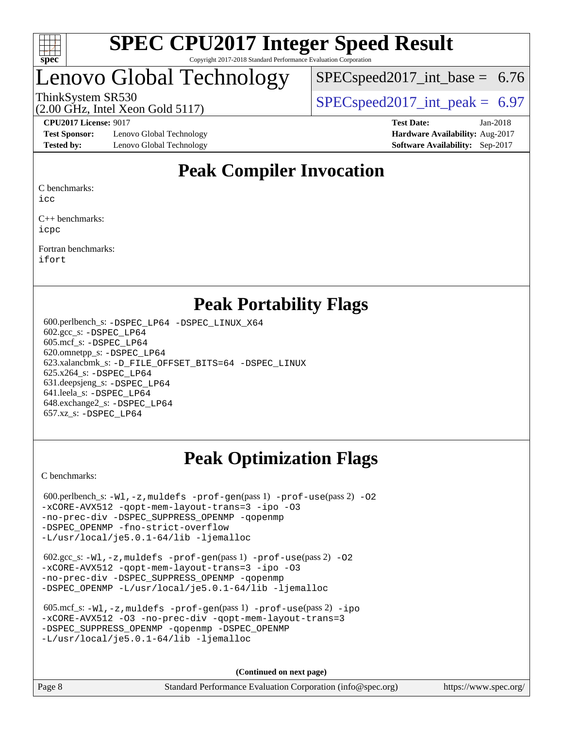# SPEC CPU2017 Integer Speed Result

Copyright 2017-2018 Standard Performance Evaluation Corporation

## Lenovo Global Technology

ThinkSystem SR530
(2.00 GHz, Intel Xeon Gold 5117)

SPECspeed2017_int_base = 6.76

SPECspeed2017_int_peak = 6.97

**CPU2017 License:** 9017
**Test Sponsor:** Lenovo Global Technology
**Tested by:** Lenovo Global Technology

**Test Date:** Jan-2018
**Hardware Availability:** Aug-2017
**Software Availability:** Sep-2017

## Peak Compiler Invocation

C benchmarks:
icc

C++ benchmarks:
icpc

Fortran benchmarks:
ifort

## Peak Portability Flags

600.perlbench_s: -DSPEC_LP64 -DSPEC_LINUX_X64
602.gcc_s: -DSPEC_LP64
605.mcf_s: -DSPEC_LP64
620.omnetpp_s: -DSPEC_LP64
623.xalancbmk_s: -D_FILE_OFFSET_BITS=64 -DSPEC_LINUX
625.x264_s: -DSPEC_LP64
631.deepsjeng_s: -DSPEC_LP64
641.leela_s: -DSPEC_LP64
648.exchange2_s: -DSPEC_LP64
657.xz_s: -DSPEC_LP64

## Peak Optimization Flags

C benchmarks:

600.perlbench_s: -Wl,-z,muldefs -prof-gen(pass 1) -prof-use(pass 2) -O2 -xCORE-AVX512 -qopt-mem-layout-trans=3 -ipo -O3 -no-prec-div -DSPEC_SUPPRESS_OPENMP -qopenmp -DSPEC_OPENMP -fno-strict-overflow -L/usr/local/je5.0.1-64/lib -ljemalloc

602.gcc_s: -Wl,-z,muldefs -prof-gen(pass 1) -prof-use(pass 2) -O2 -xCORE-AVX512 -qopt-mem-layout-trans=3 -ipo -O3 -no-prec-div -DSPEC_SUPPRESS_OPENMP -qopenmp -DSPEC_OPENMP -L/usr/local/je5.0.1-64/lib -ljemalloc

605.mcf_s: -Wl,-z,muldefs -prof-gen(pass 1) -prof-use(pass 2) -ipo -xCORE-AVX512 -O3 -no-prec-div -qopt-mem-layout-trans=3 -DSPEC_SUPPRESS_OPENMP -qopenmp -DSPEC_OPENMP -L/usr/local/je5.0.1-64/lib -ljemalloc

**(Continued on next page)**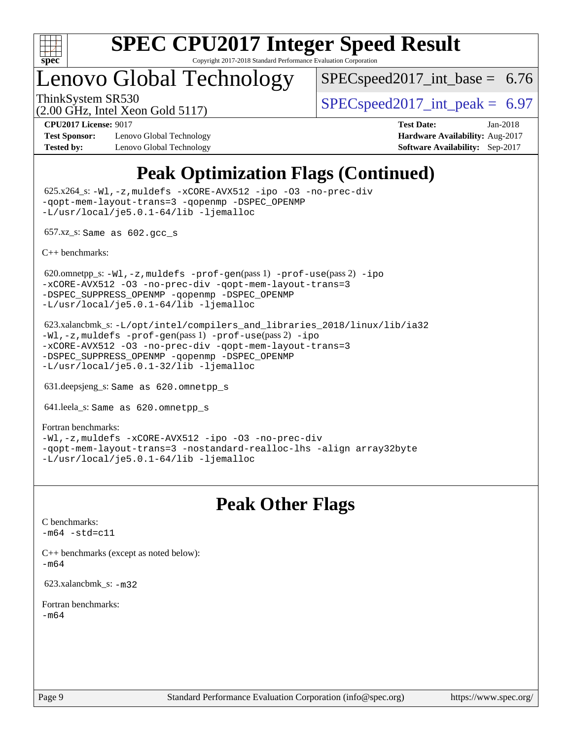# SPEC CPU2017 Integer Speed Result

Copyright 2017-2018 Standard Performance Evaluation Corporation

# Lenovo Global Technology

ThinkSystem SR530
(2.00 GHz, Intel Xeon Gold 5117)

SPECspeed2017_int_base = 6.76

SPECspeed2017_int_peak = 6.97

**CPU2017 License:** 9017
**Test Sponsor:** Lenovo Global Technology
**Tested by:** Lenovo Global Technology

**Test Date:** Jan-2018
**Hardware Availability:** Aug-2017
**Software Availability:** Sep-2017

## Peak Optimization Flags (Continued)

625.x264_s: `-Wl,-z,muldefs -xCORE-AVX512 -ipo -O3 -no-prec-div -qopt-mem-layout-trans=3 -qopenmp -DSPEC_OPENMP -L/usr/local/je5.0.1-64/lib -ljemalloc`

657.xz_s: `Same as 602.gcc_s`

C++ benchmarks:

620.omnetpp_s: `-Wl,-z,muldefs -prof-gen`(pass 1) `-prof-use`(pass 2) `-ipo -xCORE-AVX512 -O3 -no-prec-div -qopt-mem-layout-trans=3 -DSPEC_SUPPRESS_OPENMP -qopenmp -DSPEC_OPENMP -L/usr/local/je5.0.1-64/lib -ljemalloc`

623.xalancbmk_s: `-L/opt/intel/compilers_and_libraries_2018/linux/lib/ia32 -Wl,-z,muldefs -prof-gen`(pass 1) `-prof-use`(pass 2) `-ipo -xCORE-AVX512 -O3 -no-prec-div -qopt-mem-layout-trans=3 -DSPEC_SUPPRESS_OPENMP -qopenmp -DSPEC_OPENMP -L/usr/local/je5.0.1-32/lib -ljemalloc`

631.deepsjeng_s: `Same as 620.omnetpp_s`

641.leela_s: `Same as 620.omnetpp_s`

Fortran benchmarks:
`-Wl,-z,muldefs -xCORE-AVX512 -ipo -O3 -no-prec-div -qopt-mem-layout-trans=3 -nostandard-realloc-lhs -align array32byte -L/usr/local/je5.0.1-64/lib -ljemalloc`

## Peak Other Flags

C benchmarks:
`-m64 -std=c11`

C++ benchmarks (except as noted below):
`-m64`

623.xalancbmk_s: `-m32`

Fortran benchmarks:
`-m64`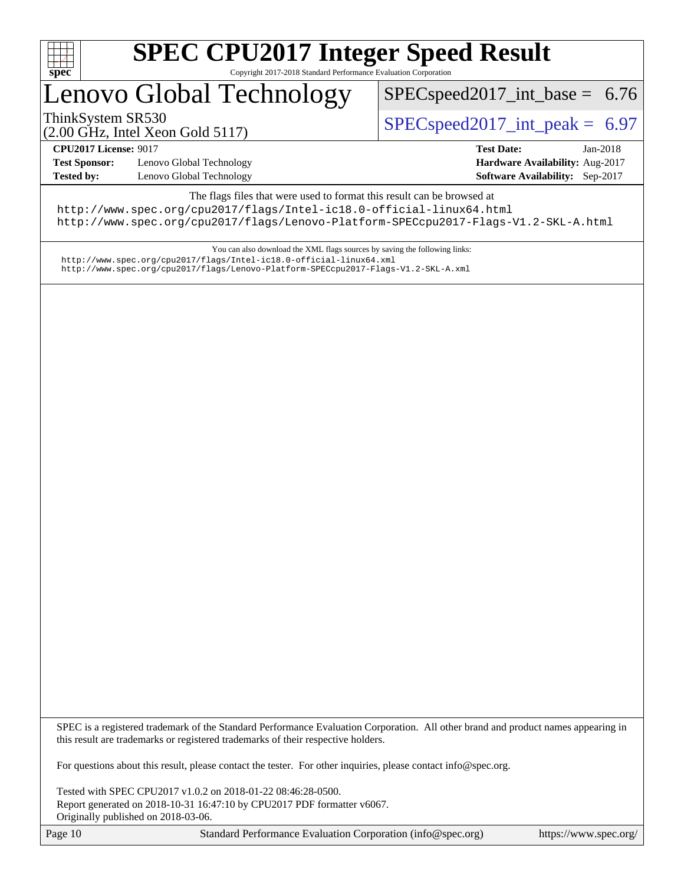The flags files that were used to format this result can be browsed at

http://www.spec.org/cpu2017/flags/Intel-ic18.0-official-linux64.html

http://www.spec.org/cpu2017/flags/Lenovo-Platform-SPECcpu2017-Flags-V1.2-SKL-A.html

You can also download the XML flags sources by saving the following links:

http://www.spec.org/cpu2017/flags/Intel-ic18.0-official-linux64.xml

http://www.spec.org/cpu2017/flags/Lenovo-Platform-SPECcpu2017-Flags-V1.2-SKL-A.xml

SPEC is a registered trademark of the Standard Performance Evaluation Corporation. All other brand and product names appearing in this result are trademarks or registered trademarks of their respective holders.

For questions about this result, please contact the tester. For other inquiries, please contact info@spec.org.

Tested with SPEC CPU2017 v1.0.2 on 2018-01-22 08:46:28-0500.
Report generated on 2018-10-31 16:47:10 by CPU2017 PDF formatter v6067.
Originally published on 2018-03-06.